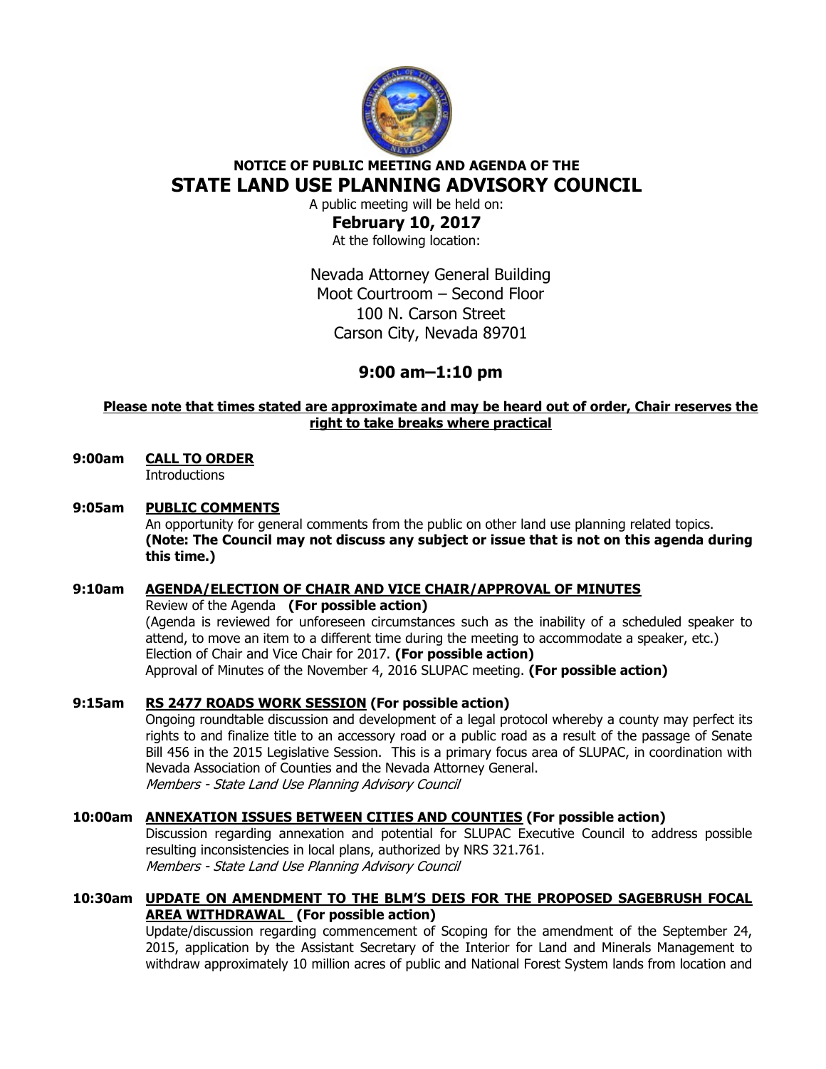## NOTICE OF PUBLIC MEETING AND AGENDA OF THE

# STATE LAND USE PLANNING ADVISORY COUNCIL

A public meeting will be held on:

**February 10, 2017**

At the following location:

Nevada Attorney General Building
Moot Courtroom – Second Floor
100 N. Carson Street
Carson City, Nevada 89701

## 9:00 am–1:10 pm

**Please note that times stated are approximate and may be heard out of order, Chair reserves the right to take breaks where practical**

**9:00am** **CALL TO ORDER**
Introductions

**9:05am** **PUBLIC COMMENTS**
An opportunity for general comments from the public on other land use planning related topics. **(Note: The Council may not discuss any subject or issue that is not on this agenda during this time.)**

**9:10am** **AGENDA/ELECTION OF CHAIR AND VICE CHAIR/APPROVAL OF MINUTES**
Review of the Agenda **(For possible action)**
(Agenda is reviewed for unforeseen circumstances such as the inability of a scheduled speaker to attend, to move an item to a different time during the meeting to accommodate a speaker, etc.)
Election of Chair and Vice Chair for 2017. **(For possible action)**
Approval of Minutes of the November 4, 2016 SLUPAC meeting. **(For possible action)**

**9:15am** **RS 2477 ROADS WORK SESSION (For possible action)**
Ongoing roundtable discussion and development of a legal protocol whereby a county may perfect its rights to and finalize title to an accessory road or a public road as a result of the passage of Senate Bill 456 in the 2015 Legislative Session. This is a primary focus area of SLUPAC, in coordination with Nevada Association of Counties and the Nevada Attorney General.
*Members - State Land Use Planning Advisory Council*

**10:00am** **ANNEXATION ISSUES BETWEEN CITIES AND COUNTIES (For possible action)**
Discussion regarding annexation and potential for SLUPAC Executive Council to address possible resulting inconsistencies in local plans, authorized by NRS 321.761.
*Members - State Land Use Planning Advisory Council*

**10:30am** **UPDATE ON AMENDMENT TO THE BLM'S DEIS FOR THE PROPOSED SAGEBRUSH FOCAL AREA WITHDRAWAL (For possible action)**
Update/discussion regarding commencement of Scoping for the amendment of the September 24, 2015, application by the Assistant Secretary of the Interior for Land and Minerals Management to withdraw approximately 10 million acres of public and National Forest System lands from location and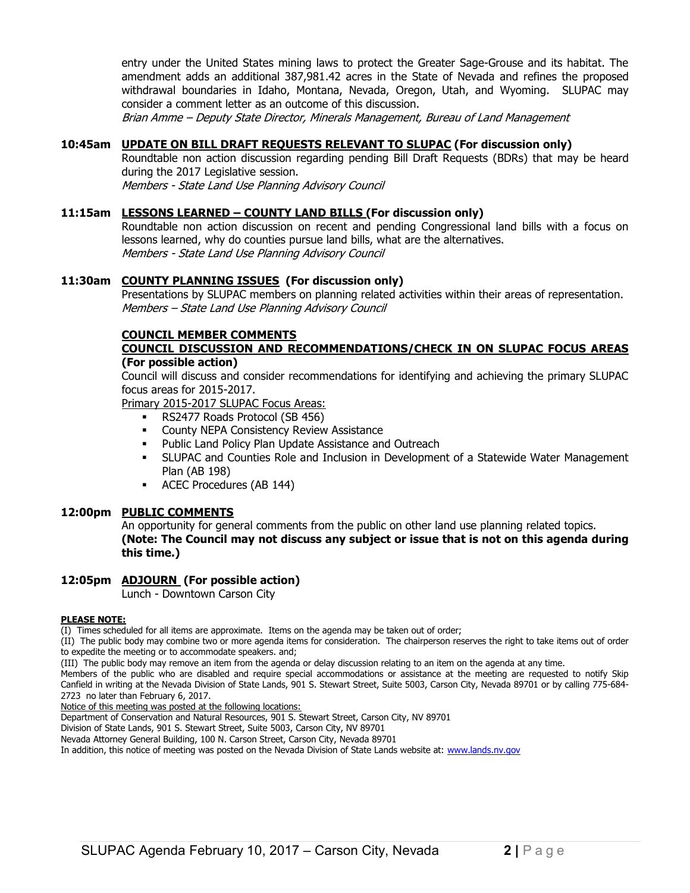entry under the United States mining laws to protect the Greater Sage-Grouse and its habitat. The amendment adds an additional 387,981.42 acres in the State of Nevada and refines the proposed withdrawal boundaries in Idaho, Montana, Nevada, Oregon, Utah, and Wyoming. SLUPAC may consider a comment letter as an outcome of this discussion.
*Brian Amme – Deputy State Director, Minerals Management, Bureau of Land Management*

**10:45am UPDATE ON BILL DRAFT REQUESTS RELEVANT TO SLUPAC (For discussion only)**
Roundtable non action discussion regarding pending Bill Draft Requests (BDRs) that may be heard during the 2017 Legislative session.
*Members - State Land Use Planning Advisory Council*

**11:15am LESSONS LEARNED – COUNTY LAND BILLS (For discussion only)**
Roundtable non action discussion on recent and pending Congressional land bills with a focus on lessons learned, why do counties pursue land bills, what are the alternatives.
*Members - State Land Use Planning Advisory Council*

**11:30am COUNTY PLANNING ISSUES (For discussion only)**
Presentations by SLUPAC members on planning related activities within their areas of representation.
*Members – State Land Use Planning Advisory Council*

**COUNCIL MEMBER COMMENTS**

**COUNCIL DISCUSSION AND RECOMMENDATIONS/CHECK IN ON SLUPAC FOCUS AREAS (For possible action)**
Council will discuss and consider recommendations for identifying and achieving the primary SLUPAC focus areas for 2015-2017.

Primary 2015-2017 SLUPAC Focus Areas:

- RS2477 Roads Protocol (SB 456)
- County NEPA Consistency Review Assistance
- Public Land Policy Plan Update Assistance and Outreach
- SLUPAC and Counties Role and Inclusion in Development of a Statewide Water Management Plan (AB 198)
- ACEC Procedures (AB 144)

**12:00pm PUBLIC COMMENTS**
An opportunity for general comments from the public on other land use planning related topics.
**(Note: The Council may not discuss any subject or issue that is not on this agenda during this time.)**

**12:05pm ADJOURN (For possible action)**
Lunch - Downtown Carson City

**PLEASE NOTE:**

(I) Times scheduled for all items are approximate. Items on the agenda may be taken out of order;

(II) The public body may combine two or more agenda items for consideration. The chairperson reserves the right to take items out of order to expedite the meeting or to accommodate speakers. and;

(III) The public body may remove an item from the agenda or delay discussion relating to an item on the agenda at any time.

Members of the public who are disabled and require special accommodations or assistance at the meeting are requested to notify Skip Canfield in writing at the Nevada Division of State Lands, 901 S. Stewart Street, Suite 5003, Carson City, Nevada 89701 or by calling 775-684-2723 no later than February 6, 2017.

Notice of this meeting was posted at the following locations:

Department of Conservation and Natural Resources, 901 S. Stewart Street, Carson City, NV 89701

Division of State Lands, 901 S. Stewart Street, Suite 5003, Carson City, NV 89701

Nevada Attorney General Building, 100 N. Carson Street, Carson City, Nevada 89701

In addition, this notice of meeting was posted on the Nevada Division of State Lands website at: www.lands.nv.gov